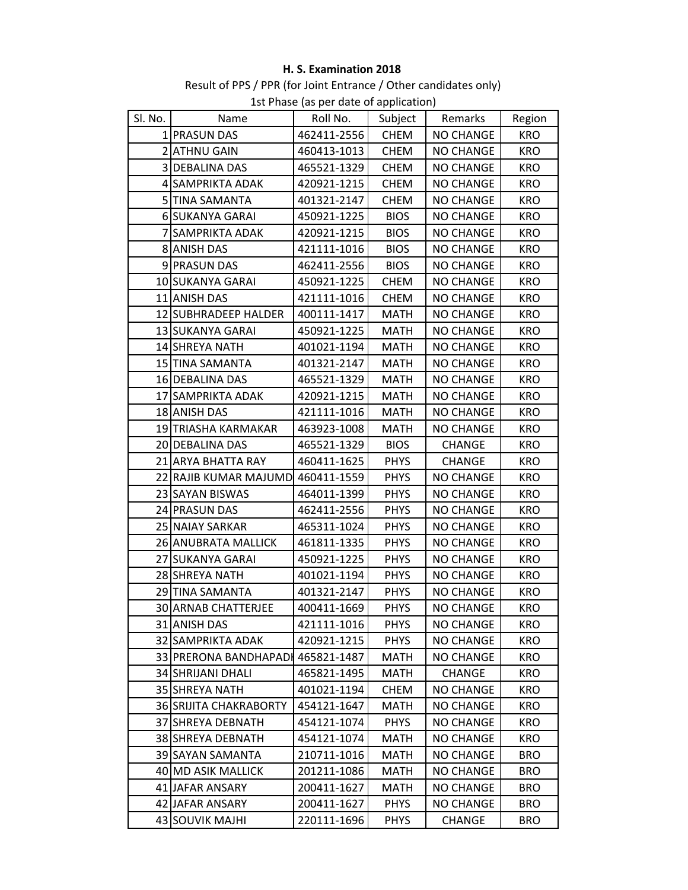**H. S. Examination 2018**

Result of PPS / PPR (for Joint Entrance / Other candidates only)

1st Phase (as per date of application)

| Sl. No. | Name | Roll No. | Subject | Remarks | Region |
|---|---|---|---|---|---|
| 1 | PRASUN DAS | 462411-2556 | CHEM | NO CHANGE | KRO |
| 2 | ATHNU GAIN | 460413-1013 | CHEM | NO CHANGE | KRO |
| 3 | DEBALINA DAS | 465521-1329 | CHEM | NO CHANGE | KRO |
| 4 | SAMPRIKTA ADAK | 420921-1215 | CHEM | NO CHANGE | KRO |
| 5 | TINA SAMANTA | 401321-2147 | CHEM | NO CHANGE | KRO |
| 6 | SUKANYA GARAI | 450921-1225 | BIOS | NO CHANGE | KRO |
| 7 | SAMPRIKTA ADAK | 420921-1215 | BIOS | NO CHANGE | KRO |
| 8 | ANISH DAS | 421111-1016 | BIOS | NO CHANGE | KRO |
| 9 | PRASUN DAS | 462411-2556 | BIOS | NO CHANGE | KRO |
| 10 | SUKANYA GARAI | 450921-1225 | CHEM | NO CHANGE | KRO |
| 11 | ANISH DAS | 421111-1016 | CHEM | NO CHANGE | KRO |
| 12 | SUBHRADEEP HALDER | 400111-1417 | MATH | NO CHANGE | KRO |
| 13 | SUKANYA GARAI | 450921-1225 | MATH | NO CHANGE | KRO |
| 14 | SHREYA NATH | 401021-1194 | MATH | NO CHANGE | KRO |
| 15 | TINA SAMANTA | 401321-2147 | MATH | NO CHANGE | KRO |
| 16 | DEBALINA DAS | 465521-1329 | MATH | NO CHANGE | KRO |
| 17 | SAMPRIKTA ADAK | 420921-1215 | MATH | NO CHANGE | KRO |
| 18 | ANISH DAS | 421111-1016 | MATH | NO CHANGE | KRO |
| 19 | TRIASHA KARMAKAR | 463923-1008 | MATH | NO CHANGE | KRO |
| 20 | DEBALINA DAS | 465521-1329 | BIOS | CHANGE | KRO |
| 21 | ARYA BHATTA RAY | 460411-1625 | PHYS | CHANGE | KRO |
| 22 | RAJIB KUMAR MAJUMD | 460411-1559 | PHYS | NO CHANGE | KRO |
| 23 | SAYAN BISWAS | 464011-1399 | PHYS | NO CHANGE | KRO |
| 24 | PRASUN DAS | 462411-2556 | PHYS | NO CHANGE | KRO |
| 25 | NAIAY SARKAR | 465311-1024 | PHYS | NO CHANGE | KRO |
| 26 | ANUBRATA MALLICK | 461811-1335 | PHYS | NO CHANGE | KRO |
| 27 | SUKANYA GARAI | 450921-1225 | PHYS | NO CHANGE | KRO |
| 28 | SHREYA NATH | 401021-1194 | PHYS | NO CHANGE | KRO |
| 29 | TINA SAMANTA | 401321-2147 | PHYS | NO CHANGE | KRO |
| 30 | ARNAB CHATTERJEE | 400411-1669 | PHYS | NO CHANGE | KRO |
| 31 | ANISH DAS | 421111-1016 | PHYS | NO CHANGE | KRO |
| 32 | SAMPRIKTA ADAK | 420921-1215 | PHYS | NO CHANGE | KRO |
| 33 | PRERONA BANDHAPADH | 465821-1487 | MATH | NO CHANGE | KRO |
| 34 | SHRIJANI DHALI | 465821-1495 | MATH | CHANGE | KRO |
| 35 | SHREYA NATH | 401021-1194 | CHEM | NO CHANGE | KRO |
| 36 | SRIJITA CHAKRABORTY | 454121-1647 | MATH | NO CHANGE | KRO |
| 37 | SHREYA DEBNATH | 454121-1074 | PHYS | NO CHANGE | KRO |
| 38 | SHREYA DEBNATH | 454121-1074 | MATH | NO CHANGE | KRO |
| 39 | SAYAN SAMANTA | 210711-1016 | MATH | NO CHANGE | BRO |
| 40 | MD ASIK MALLICK | 201211-1086 | MATH | NO CHANGE | BRO |
| 41 | JAFAR ANSARY | 200411-1627 | MATH | NO CHANGE | BRO |
| 42 | JAFAR ANSARY | 200411-1627 | PHYS | NO CHANGE | BRO |
| 43 | SOUVIK MAJHI | 220111-1696 | PHYS | CHANGE | BRO |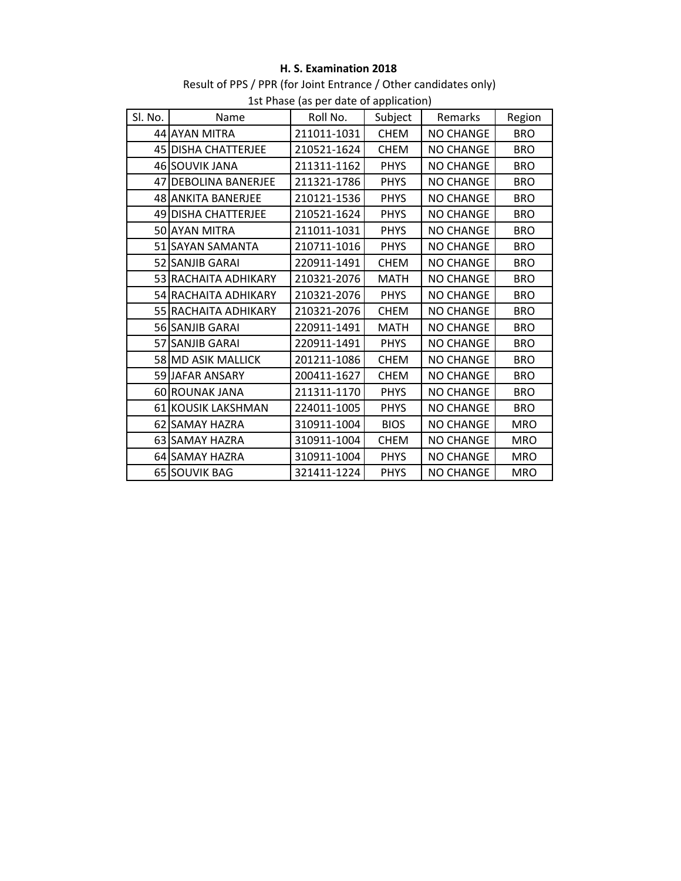**H. S. Examination 2018**

Result of PPS / PPR (for Joint Entrance / Other candidates only)

1st Phase (as per date of application)

| Sl. No. | Name | Roll No. | Subject | Remarks | Region |
|---|---|---|---|---|---|
| 44 | AYAN MITRA | 211011-1031 | CHEM | NO CHANGE | BRO |
| 45 | DISHA CHATTERJEE | 210521-1624 | CHEM | NO CHANGE | BRO |
| 46 | SOUVIK JANA | 211311-1162 | PHYS | NO CHANGE | BRO |
| 47 | DEBOLINA BANERJEE | 211321-1786 | PHYS | NO CHANGE | BRO |
| 48 | ANKITA BANERJEE | 210121-1536 | PHYS | NO CHANGE | BRO |
| 49 | DISHA CHATTERJEE | 210521-1624 | PHYS | NO CHANGE | BRO |
| 50 | AYAN MITRA | 211011-1031 | PHYS | NO CHANGE | BRO |
| 51 | SAYAN SAMANTA | 210711-1016 | PHYS | NO CHANGE | BRO |
| 52 | SANJIB GARAI | 220911-1491 | CHEM | NO CHANGE | BRO |
| 53 | RACHAITA ADHIKARY | 210321-2076 | MATH | NO CHANGE | BRO |
| 54 | RACHAITA ADHIKARY | 210321-2076 | PHYS | NO CHANGE | BRO |
| 55 | RACHAITA ADHIKARY | 210321-2076 | CHEM | NO CHANGE | BRO |
| 56 | SANJIB GARAI | 220911-1491 | MATH | NO CHANGE | BRO |
| 57 | SANJIB GARAI | 220911-1491 | PHYS | NO CHANGE | BRO |
| 58 | MD ASIK MALLICK | 201211-1086 | CHEM | NO CHANGE | BRO |
| 59 | JAFAR ANSARY | 200411-1627 | CHEM | NO CHANGE | BRO |
| 60 | ROUNAK JANA | 211311-1170 | PHYS | NO CHANGE | BRO |
| 61 | KOUSIK LAKSHMAN | 224011-1005 | PHYS | NO CHANGE | BRO |
| 62 | SAMAY HAZRA | 310911-1004 | BIOS | NO CHANGE | MRO |
| 63 | SAMAY HAZRA | 310911-1004 | CHEM | NO CHANGE | MRO |
| 64 | SAMAY HAZRA | 310911-1004 | PHYS | NO CHANGE | MRO |
| 65 | SOUVIK BAG | 321411-1224 | PHYS | NO CHANGE | MRO |